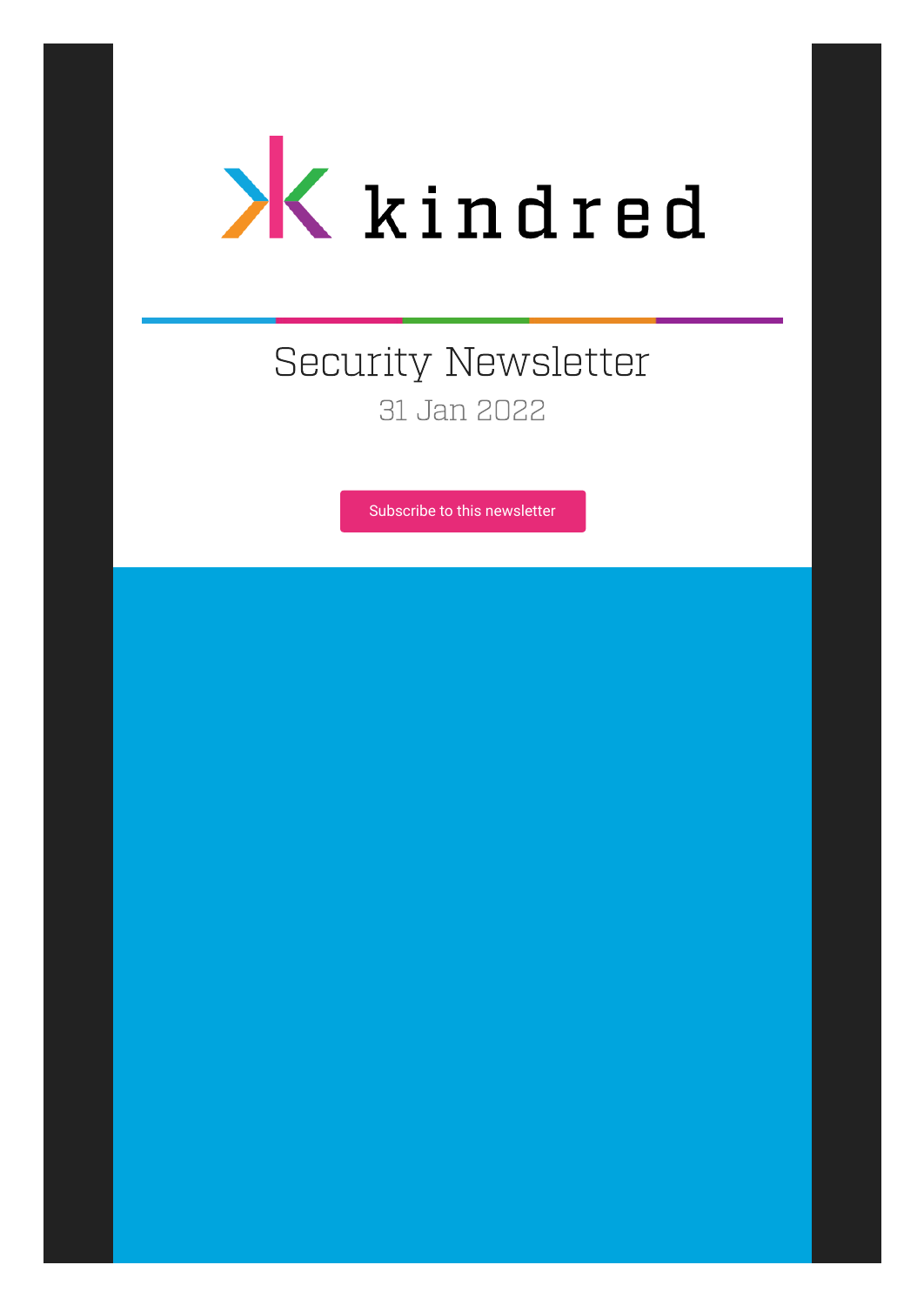kindred

# Security Newsletter

31 Jan 2022

Subscribe to this newsletter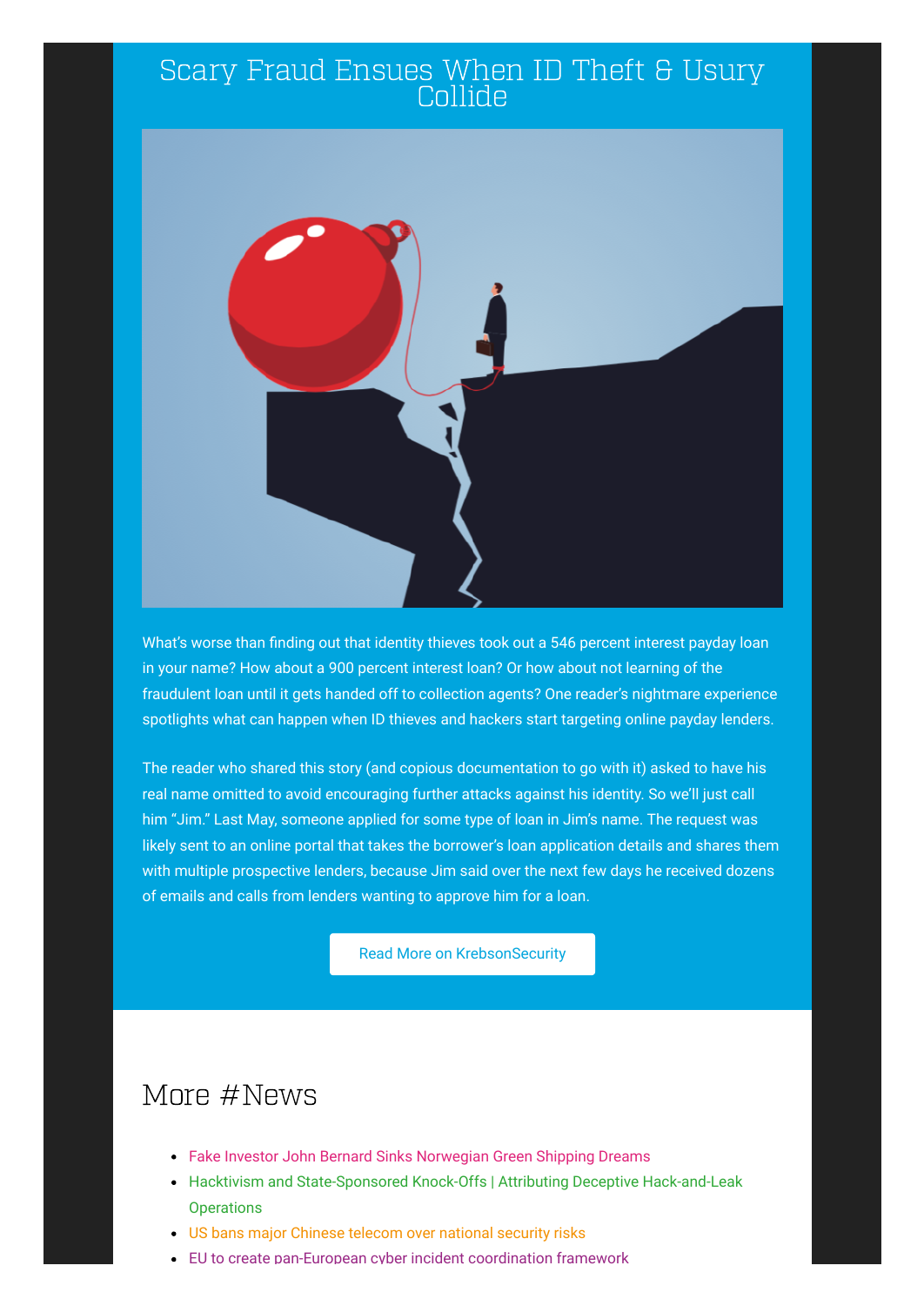# Scary Fraud Ensues When ID Theft & Usury Collide

What's worse than finding out that identity thieves took out a 546 percent interest payday loan in your name? How about a 900 percent interest loan? Or how about not learning of the fraudulent loan until it gets handed off to collection agents? One reader's nightmare experience spotlights what can happen when ID thieves and hackers start targeting online payday lenders.

The reader who shared this story (and copious documentation to go with it) asked to have his real name omitted to avoid encouraging further attacks against his identity. So we'll just call him "Jim." Last May, someone applied for some type of loan in Jim's name. The request was likely sent to an online portal that takes the borrower's loan application details and shares them with multiple prospective lenders, because Jim said over the next few days he received dozens of emails and calls from lenders wanting to approve him for a loan.

Read More on KrebsonSecurity

## More #News

- Fake Investor John Bernard Sinks Norwegian Green Shipping Dreams
- Hacktivism and State-Sponsored Knock-Offs | Attributing Deceptive Hack-and-Leak Operations
- US bans major Chinese telecom over national security risks
- EU to create pan-European cyber incident coordination framework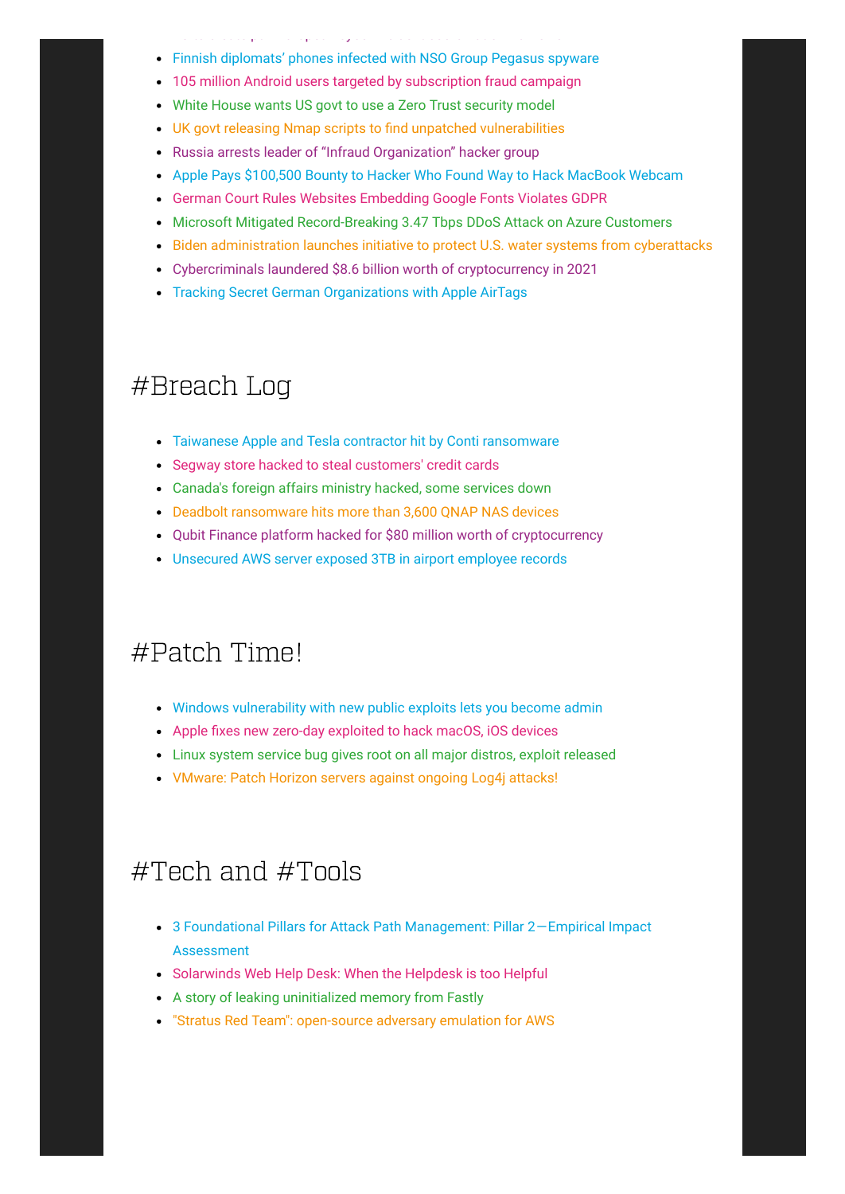- Finnish diplomats' phones infected with NSO Group Pegasus spyware
- 105 million Android users targeted by subscription fraud campaign
- White House wants US govt to use a Zero Trust security model
- UK govt releasing Nmap scripts to find unpatched vulnerabilities
- Russia arrests leader of "Infraud Organization" hacker group
- Apple Pays $100,500 Bounty to Hacker Who Found Way to Hack MacBook Webcam
- German Court Rules Websites Embedding Google Fonts Violates GDPR
- Microsoft Mitigated Record-Breaking 3.47 Tbps DDoS Attack on Azure Customers
- Biden administration launches initiative to protect U.S. water systems from cyberattacks
- Cybercriminals laundered $8.6 billion worth of cryptocurrency in 2021
- Tracking Secret German Organizations with Apple AirTags

# #Breach Log

- Taiwanese Apple and Tesla contractor hit by Conti ransomware
- Segway store hacked to steal customers' credit cards
- Canada's foreign affairs ministry hacked, some services down
- Deadbolt ransomware hits more than 3,600 QNAP NAS devices
- Qubit Finance platform hacked for $80 million worth of cryptocurrency
- Unsecured AWS server exposed 3TB in airport employee records

# #Patch Time!

- Windows vulnerability with new public exploits lets you become admin
- Apple fixes new zero-day exploited to hack macOS, iOS devices
- Linux system service bug gives root on all major distros, exploit released
- VMware: Patch Horizon servers against ongoing Log4j attacks!

# #Tech and #Tools

- 3 Foundational Pillars for Attack Path Management: Pillar 2—Empirical Impact Assessment
- Solarwinds Web Help Desk: When the Helpdesk is too Helpful
- A story of leaking uninitialized memory from Fastly
- "Stratus Red Team": open-source adversary emulation for AWS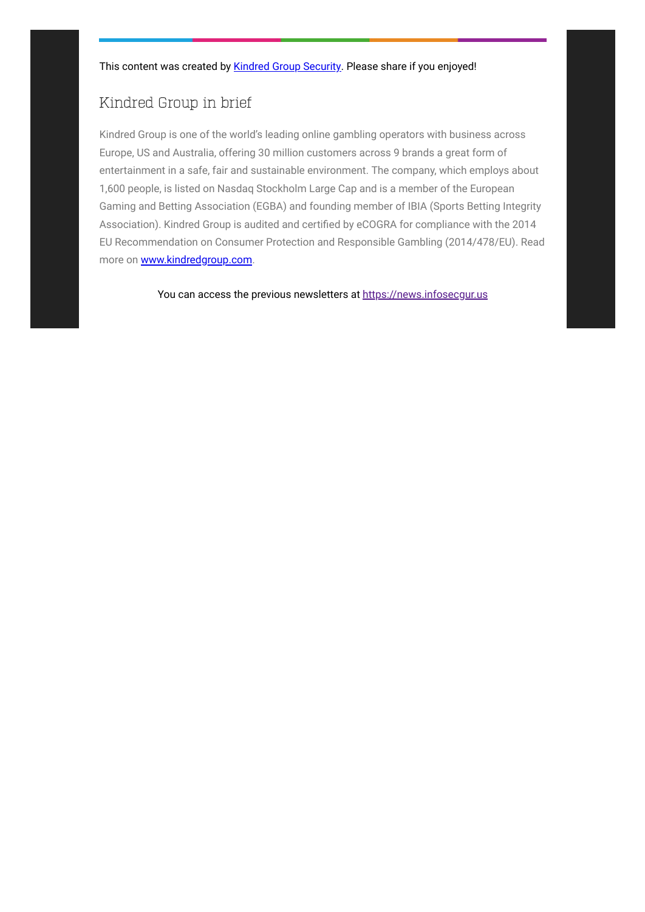This content was created by [Kindred Group Security](). Please share if you enjoyed!

## Kindred Group in brief

Kindred Group is one of the world's leading online gambling operators with business across Europe, US and Australia, offering 30 million customers across 9 brands a great form of entertainment in a safe, fair and sustainable environment. The company, which employs about 1,600 people, is listed on Nasdaq Stockholm Large Cap and is a member of the European Gaming and Betting Association (EGBA) and founding member of IBIA (Sports Betting Integrity Association). Kindred Group is audited and certified by eCOGRA for compliance with the 2014 EU Recommendation on Consumer Protection and Responsible Gambling (2014/478/EU). Read more on [www.kindredgroup.com](www.kindredgroup.com).

You can access the previous newsletters at [https://news.infosecgur.us](https://news.infosecgur.us)